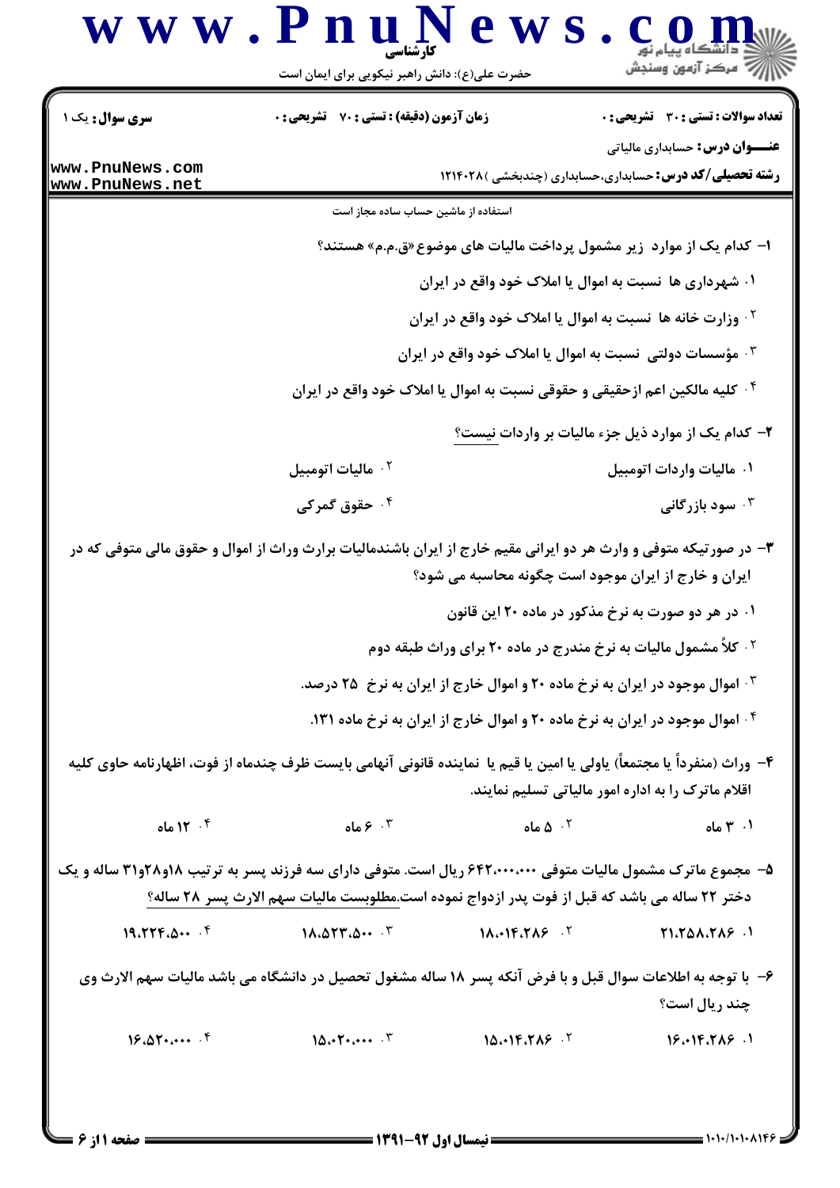**سری سوال:** یک ۱ | **زمان آزمون (دقیقه) : تستی : ۷۰ تشریحی : ۰** | **تعداد سوالات : تستی : ۳۰ تشریحی : ۰**

**عنـــوان درس:** حسابداری مالیاتی

**رشته تحصیلی/کد درس:** حسابداری،حسابداری (چندبخشی )۱۲۱۴۰۲۸

استفاده از ماشین حساب ساده مجاز است

۱- کدام یک از موارد زیر مشمول پرداخت مالیات های موضوع «ق.م.م» هستند؟

۱. شهرداری ها نسبت به اموال یا املاک خود واقع در ایران

۲. وزارت خانه ها نسبت به اموال یا املاک خود واقع در ایران

۳. مؤسسات دولتی نسبت به اموال یا املاک خود واقع در ایران

۴. کلیه مالکین اعم ازحقیقی و حقوقی نسبت به اموال یا املاک خود واقع در ایران

۲- کدام یک از موارد ذیل جزء مالیات بر واردات نیست؟

۱. مالیات واردات اتومبیل

۲. مالیات اتومبیل

۳. سود بازرگانی

۴. حقوق گمرکی

۳- در صورتیکه متوفی و وارث هر دو ایرانی مقیم خارج از ایران باشندمالیات برارث وراث از اموال و حقوق مالی متوفی که در ایران و خارج از ایران موجود است چگونه محاسبه می شود؟

۱. در هر دو صورت به نرخ مذکور در ماده ۲۰ این قانون

۲. کلاً مشمول مالیات به نرخ مندرج در ماده ۲۰ برای وراث طبقه دوم

۳. اموال موجود در ایران به نرخ ماده ۲۰ و اموال خارج از ایران به نرخ ۲۵ درصد.

۴. اموال موجود در ایران به نرخ ماده ۲۰ و اموال خارج از ایران به نرخ ماده ۱۳۱.

۴- وراث (منفرداً یا مجتمعاً) یاولی یا امین یا قیم یا نماینده قانونی آنهامی بایست ظرف چندماه از فوت، اظهارنامه حاوی کلیه اقلام ماترک را به اداره امور مالیاتی تسلیم نمایند.

۱. ۳ ماه

۲. ۵ ماه

۳. ۶ ماه

۴. ۱۲ ماه

۵- مجموع ماترک مشمول مالیات متوفی ۶۴۲،۰۰۰،۰۰۰ ریال است. متوفی دارای سه فرزند پسر به ترتیب ۱۸و۲۸و۳۱ ساله و یک دختر ۲۲ ساله می باشد که قبل از فوت پدر ازدواج نموده است.مطلوبست مالیات سهم الارث پسر ۲۸ ساله؟

۱. ۲۱،۲۵۸،۲۸۶

۲. ۱۸،۰۱۴،۲۸۶

۳. ۱۸،۵۲۳،۵۰۰

۴. ۱۹،۲۲۴،۵۰۰

۶- با توجه به اطلاعات سوال قبل و با فرض آنکه پسر ۱۸ ساله مشغول تحصیل در دانشگاه می باشد مالیات سهم الارث وی چند ریال است؟

۱. ۱۶،۰۱۴،۲۸۶

۲. ۱۵،۰۱۴،۲۸۶

۳. ۱۵،۰۲۰،۰۰۰

۴. ۱۶،۵۲۰،۰۰۰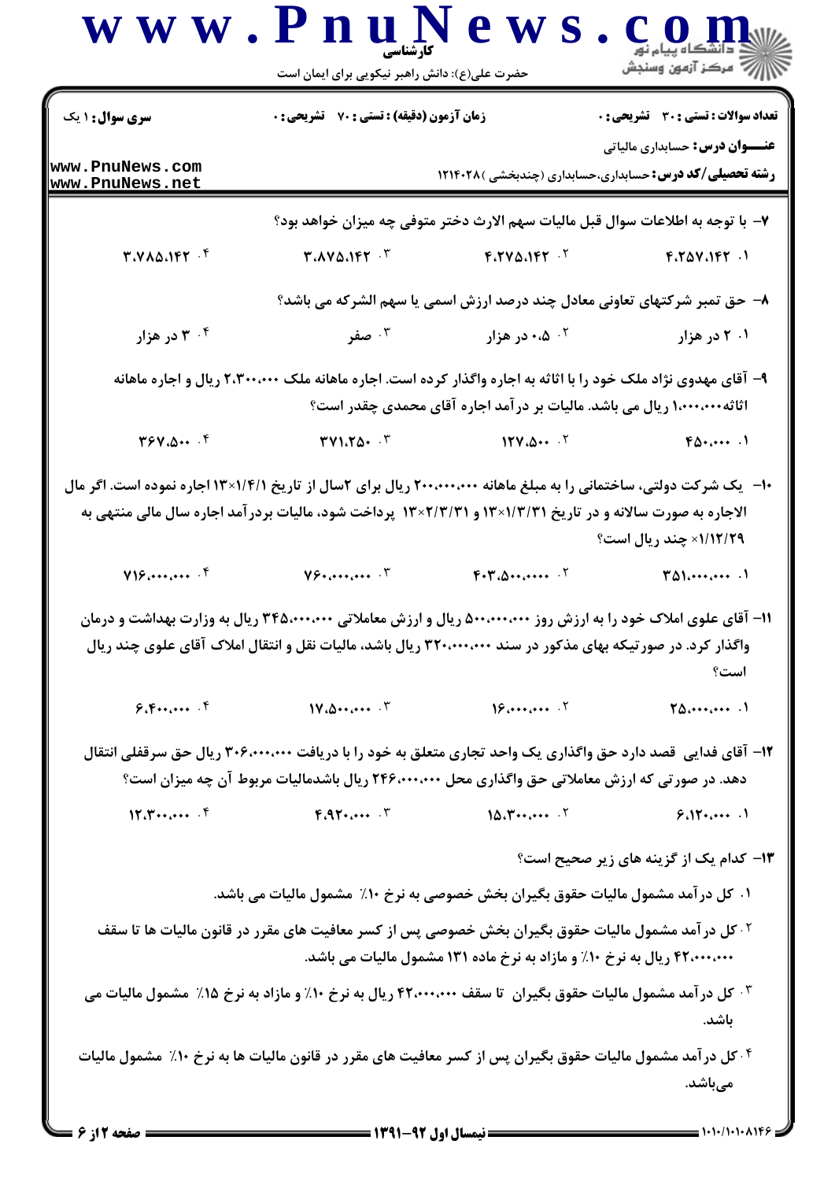سری سوال: ۱ یک | زمان آزمون (دقیقه) : تستی : ۷۰ تشریحی : ۰ | تعداد سوالات : تستی : ۳۰ تشریحی : ۰

**عنـــوان درس:** حسابداری مالیاتی

**رشته تحصیلی/کد درس:** حسابداری،حسابداری (چندبخشی )۱۲۱۴۰۲۸

۷- با توجه به اطلاعات سوال قبل مالیات سهم الارث دختر متوفی چه میزان خواهد بود؟

۱. ۴،۲۵۷،۱۴۲
۲. ۴،۲۷۵،۱۴۲
۳. ۳،۸۷۵،۱۴۲
۴. ۳،۷۸۵،۱۴۲

۸- حق تمبر شرکتهای تعاونی معادل چند درصد ارزش اسمی یا سهم الشرکه می باشد؟

۱. ۲ در هزار
۲. ۰،۵ در هزار
۳. صفر
۴. ۳ در هزار

۹- آقای مهدوی نژاد ملک خود را با اثاثه به اجاره واگذار کرده است. اجاره ماهانه ملک ۲،۳۰۰،۰۰۰ ریال و اجاره ماهانه اثاثه۱،۰۰۰،۰۰۰ ریال می باشد. مالیات بر درآمد اجاره آقای محمدی چقدر است؟

۱. ۴۵۰،۰۰۰
۲. ۱۲۷،۵۰۰
۳. ۳۷۱،۲۵۰
۴. ۳۶۷،۵۰۰

۱۰- یک شرکت دولتی، ساختمانی را به مبلغ ماهانه ۲۰۰،۰۰۰،۰۰۰ ریال برای ۲سال از تاریخ ۱/۴/۱×۱۳ اجاره نموده است. اگر مال الاجاره به صورت سالانه و در تاریخ ۱/۳/۳۱×۱۳ و ۲/۳/۳۱×۱۳ پرداخت شود، مالیات بردرآمد اجاره سال مالی منتهی به ۱/۱۲/۲۹× چند ریال است؟

۱. ۳۵۱،۰۰۰،۰۰۰
۲. ۴۰۳،۵۰۰،۰۰۰۰
۳. ۷۶۰،۰۰۰،۰۰۰
۴. ۷۱۶،۰۰۰،۰۰۰

۱۱- آقای علوی املاک خود را به ارزش روز ۵۰۰،۰۰۰،۰۰۰ ریال و ارزش معاملاتی ۳۴۵،۰۰۰،۰۰۰ ریال به وزارت بهداشت و درمان واگذار کرد. در صورتیکه بهای مذکور در سند ۳۲۰،۰۰۰،۰۰۰ ریال باشد، مالیات نقل و انتقال املاک آقای علوی چند ریال است؟

۱. ۲۵،۰۰۰،۰۰۰
۲. ۱۶،۰۰۰،۰۰۰
۳. ۱۷،۵۰۰،۰۰۰
۴. ۶،۴۰۰،۰۰۰

۱۲- آقای فدایی قصد دارد حق واگذاری یک واحد تجاری متعلق به خود را با دریافت ۳۰۶،۰۰۰،۰۰۰ ریال حق سرقفلی انتقال دهد. در صورتی که ارزش معاملاتی حق واگذاری محل ۲۴۶،۰۰۰،۰۰۰ ریال باشدمالیات مربوط آن چه میزان است؟

۱. ۶،۱۲۰،۰۰۰
۲. ۱۵،۳۰۰،۰۰۰
۳. ۴،۹۲۰،۰۰۰
۴. ۱۲،۳۰۰،۰۰۰

۱۳- کدام یک از گزینه های زیر صحیح است؟

۱. کل درآمد مشمول مالیات حقوق بگیران بخش خصوصی به نرخ ۱۰٪ مشمول مالیات می باشد.
۲. کل درآمد مشمول مالیات حقوق بگیران بخش خصوصی پس از کسر معافیت های مقرر در قانون مالیات ها تا سقف ۴۲،۰۰۰،۰۰۰ ریال به نرخ ۱۰٪ و مازاد به نرخ ماده ۱۳۱ مشمول مالیات می باشد.
۳. کل درآمد مشمول مالیات حقوق بگیران تا سقف ۴۲،۰۰۰،۰۰۰ ریال به نرخ ۱۰٪ و مازاد به نرخ ۱۵٪ مشمول مالیات می باشد.
۴. کل درآمد مشمول مالیات حقوق بگیران پس از کسر معافیت های مقرر در قانون مالیات ها به نرخ ۱۰٪ مشمول مالیات می‌باشد.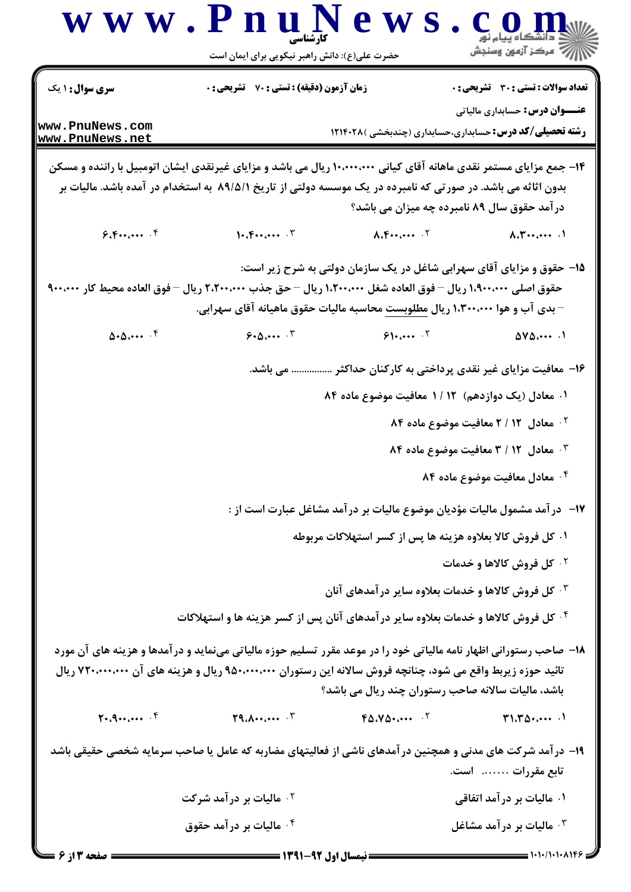**سری سوال:** ۱ یک

**زمان آزمون (دقیقه) : تستی :** ۷۰ **تشریحی :** ۰

**تعداد سوالات : تستی :** ۳۰ **تشریحی :** ۰

**عنـــوان درس:** حسابداری مالیاتی

**رشته تحصیلی/کد درس:** حسابداری،حسابداری (چندبخشی )۱۲۱۴۰۲۸

۱۴- جمع مزایای مستمر نقدی ماهانه آقای کیانی ۱۰،۰۰۰،۰۰۰ ریال می باشد و مزایای غیرنقدی ایشان اتومبیل با راننده و مسکن بدون اثاثه می باشد. در صورتی که نامبرده در یک موسسه دولتی از تاریخ ۸۹/۵/۱ به استخدام در آمده باشد. مالیات بر درآمد حقوق سال ۸۹ نامبرده چه میزان می باشد؟

۱. ۸،۳۰۰،۰۰۰

۲. ۸،۴۰۰،۰۰۰

۳. ۱۰،۴۰۰،۰۰۰

۴. ۶،۴۰۰،۰۰۰

۱۵- حقوق و مزایای آقای سهرابی شاغل در یک سازمان دولتی به شرح زیر است:
حقوق اصلی ۱،۹۰۰،۰۰۰ ریال – فوق العاده شغل ۱،۲۰۰،۰۰۰ ریال – حق جذب ۲،۲۰۰،۰۰۰ ریال – فوق العاده محیط کار ۹۰۰،۰۰۰ – بدی آب و هوا ۱،۳۰۰،۰۰۰ ریال مطلوبست محاسبه مالیات حقوق ماهیانه آقای سهرابی.

۱. ۵۷۵،۰۰۰

۲. ۶۱۰،۰۰۰

۳. ۶۰۵،۰۰۰

۴. ۵۰۵،۰۰۰

۱۶- معافیت مزایای غیر نقدی پرداختی به کارکنان حداکثر ............... می باشد.

۱. معادل (یک دوازدهم) ۱۲ / ۱ معافیت موضوع ماده ۸۴

۲. معادل ۱۲ / ۲ معافیت موضوع ماده ۸۴

۳. معادل ۱۲ / ۳ معافیت موضوع ماده ۸۴

۴. معادل معافیت موضوع ماده ۸۴

۱۷- درآمد مشمول مالیات مؤدیان موضوع مالیات بر درآمد مشاغل عبارت است از :

۱. کل فروش کالا بعلاوه هزینه ها پس از کسر استهلاکات مربوطه

۲. کل فروش کالاها و خدمات

۳. کل فروش کالاها و خدمات بعلاوه سایر درآمدهای آنان

۴. کل فروش کالاها و خدمات بعلاوه سایر درآمدهای آنان پس از کسر هزینه ها و استهلاکات

۱۸- صاحب رستورانی اظهار نامه مالیاتی خود را در موعد مقرر تسلیم حوزه مالیاتی می‌نماید و درآمدها و هزینه های آن مورد تائید حوزه زیربط واقع می شود، چنانچه فروش سالانه این رستوران ۹۵۰،۰۰۰،۰۰۰ ریال و هزینه های آن ۷۲۰،۰۰۰،۰۰۰ ریال باشد، مالیات سالانه صاحب رستوران چند ریال می باشد؟

۱. ۳۱،۳۵۰،۰۰۰

۲. ۴۵،۷۵۰،۰۰۰

۳. ۲۹،۸۰۰،۰۰۰

۴. ۲۰،۹۰۰،۰۰۰

۱۹- درآمد شرکت های مدنی و همچنین درآمدهای ناشی از فعالیتهای مضاربه که عامل یا صاحب سرمایه شخصی حقیقی باشد تابع مقررات ....... است.

۱. مالیات بر درآمد اتفاقی

۲. مالیات بر درآمد شرکت

۳. مالیات بر درآمد مشاغل

۴. مالیات بر درآمد حقوق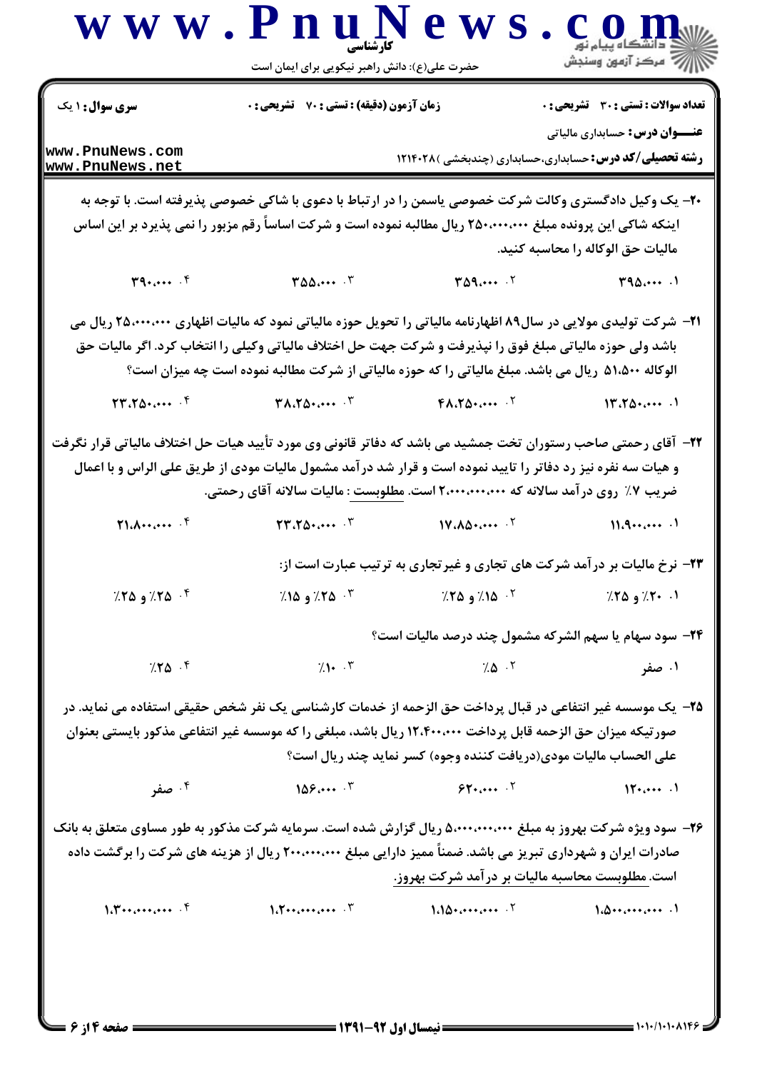**۲۰-** یک وکیل دادگستری وکالت شرکت خصوصی یاسمن را در ارتباط با دعوی با شاکی خصوصی پذیرفته است. با توجه به اینکه شاکی این پرونده مبلغ ۲۵۰،۰۰۰،۰۰۰ ریال مطالبه نموده است و شرکت اساساً رقم مزبور را نمی پذیرد بر این اساس مالیات حق الوکاله را محاسبه کنید.

۱. ۳۹۵،۰۰۰

۲. ۳۵۹،۰۰۰

۳. ۳۵۵،۰۰۰

۴. ۳۹۰،۰۰۰

**۲۱-** شرکت تولیدی مولایی در سال۸۹ اظهارنامه مالیاتی را تحویل حوزه مالیاتی نمود که مالیات اظهاری ۲۵،۰۰۰،۰۰۰ ریال می باشد ولی حوزه مالیاتی مبلغ فوق را نپذیرفت و شرکت جهت حل اختلاف مالیاتی وکیلی را انتخاب کرد. اگر مالیات حق الوکاله ۵۱،۵۰۰ ریال می باشد. مبلغ مالیاتی را که حوزه مالیاتی از شرکت مطالبه نموده است چه میزان است؟

۱. ۱۳،۲۵۰،۰۰۰

۲. ۴۸،۲۵۰،۰۰۰

۳. ۳۸،۲۵۰،۰۰۰

۴. ۲۳،۲۵۰،۰۰۰

**۲۲-** آقای رحمتی صاحب رستوران تخت جمشید می باشد که دفاتر قانونی وی مورد تأیید هیات حل اختلاف مالیاتی قرار نگرفت و هیات سه نفره نیز رد دفاتر را تایید نموده است و قرار شد درآمد مشمول مالیات مودی از طریق علی الراس و با اعمال ضریب ۷٪ روی درآمد سالانه که ۲،۰۰۰،۰۰۰،۰۰۰ است. مطلوبست : مالیات سالانه آقای رحمتی.

۱. ۱۱،۹۰۰،۰۰۰

۲. ۱۷،۸۵۰،۰۰۰

۳. ۲۳،۲۵۰،۰۰۰

۴. ۲۱،۸۰۰،۰۰۰

**۲۳-** نرخ مالیات بر درآمد شرکت های تجاری و غیرتجاری به ترتیب عبارت است از:

۱. ۲۰٪ و ۲۵٪

۲. ۱۵٪ و ۲۵٪

۳. ۲۵٪ و ۱۵٪

۴. ۲۵٪ و ۲۵٪

**۲۴-** سود سهام یا سهم الشرکه مشمول چند درصد مالیات است؟

۱. صفر

۲. ۵٪

۳. ۱۰٪

۴. ۲۵٪

**۲۵-** یک موسسه غیر انتفاعی در قبال پرداخت حق الزحمه از خدمات کارشناسی یک نفر شخص حقیقی استفاده می نماید. در صورتیکه میزان حق الزحمه قابل پرداخت ۱۲،۴۰۰،۰۰۰ ریال باشد، مبلغی را که موسسه غیر انتفاعی مذکور بایستی بعنوان علی الحساب مالیات مودی(دریافت کننده وجوه) کسر نماید چند ریال است؟

۱. ۱۲۰،۰۰۰

۲. ۶۲۰،۰۰۰

۳. ۱۵۶،۰۰۰

۴. صفر

**۲۶-** سود ویژه شرکت بهروز به مبلغ ۵،۰۰۰،۰۰۰،۰۰۰ ریال گزارش شده است. سرمایه شرکت مذکور به طور مساوی متعلق به بانک صادرات ایران و شهرداری تبریز می باشد. ضمناً ممیز دارایی مبلغ ۲۰۰،۰۰۰،۰۰۰ ریال از هزینه های شرکت را برگشت داده است. مطلوبست محاسبه مالیات بر درآمد شرکت بهروز.

۱. ۱،۵۰۰،۰۰۰،۰۰۰

۲. ۱،۱۵۰،۰۰۰،۰۰۰

۳. ۱،۲۰۰،۰۰۰،۰۰۰

۴. ۱،۳۰۰،۰۰۰،۰۰۰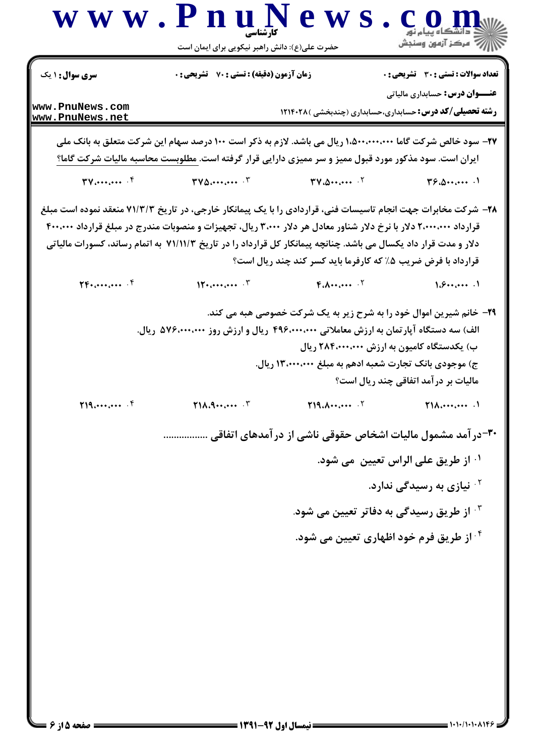**۲۷–** سود خالص شرکت گاما ۱،۵۰۰،۰۰۰،۰۰۰ ریال می باشد. لازم به ذکر است ۱۰۰ درصد سهام این شرکت متعلق به بانک ملی ایران است. سود مذکور مورد قبول ممیز و سر ممیزی دارایی قرار گرفته است. مطلوبست محاسبه مالیات شرکت گاما؟

۱. ۳۶،۵۰۰،۰۰۰

۲. ۳۷،۵۰۰،۰۰۰

۳. ۳۷۵،۰۰۰،۰۰۰

۴. ۳۷،۰۰۰،۰۰۰

**۲۸–** شرکت مخابرات جهت انجام تاسیسات فنی، قراردادی را با یک پیمانکار خارجی، در تاریخ ۷۱/۳/۳ منعقد نموده است مبلغ قرارداد ۲،۰۰۰،۰۰۰ دلار با نرخ دلار شناور معادل هر دلار ۳،۰۰۰ ریال، تجهیزات و منصوبات مندرج در مبلغ قرارداد ۴۰۰،۰۰۰ دلار و مدت قرار داد یکسال می باشد. چنانچه پیمانکار کل قرارداد را در تاریخ ۷۱/۱۱/۳ به اتمام رساند، کسورات مالیاتی قرارداد با فرض ضریب ۵٪ که کارفرما باید کسر کند چند ریال است؟

۱. ۱،۶۰۰،۰۰۰

۲. ۴،۸۰۰،۰۰۰

۳. ۱۲۰،۰۰۰،۰۰۰

۴. ۲۴۰،۰۰۰،۰۰۰

**۲۹–** خانم شیرین اموال خود را به شرح زیر به یک شرکت خصوصی هبه می کند.

الف) سه دستگاه آپارتمان به ارزش معاملاتی ۴۹۶،۰۰۰،۰۰۰ ریال و ارزش روز ۵۷۶،۰۰۰،۰۰۰ ریال.

ب) یکدستگاه کامیون به ارزش ۲۸۴،۰۰۰،۰۰۰ ریال

ج) موجودی بانک تجارت شعبه ادهم به مبلغ ۱۳،۰۰۰،۰۰۰ ریال.

مالیات بر درآمد اتفاقی چند ریال است؟

۱. ۲۱۸،۰۰۰،۰۰۰

۲. ۲۱۹،۸۰۰،۰۰۰

۳. ۲۱۸،۹۰۰،۰۰۰

۴. ۲۱۹،۰۰۰،۰۰۰

**۳۰–** درآمد مشمول مالیات اشخاص حقوقی ناشی از درآمدهای اتفاقی ................

۱. از طریق علی الراس تعیین می شود.

۲. نیازی به رسیدگی ندارد.

۳. از طریق رسیدگی به دفاتر تعیین می شود.

۴. از طریق فرم خود اظهاری تعیین می شود.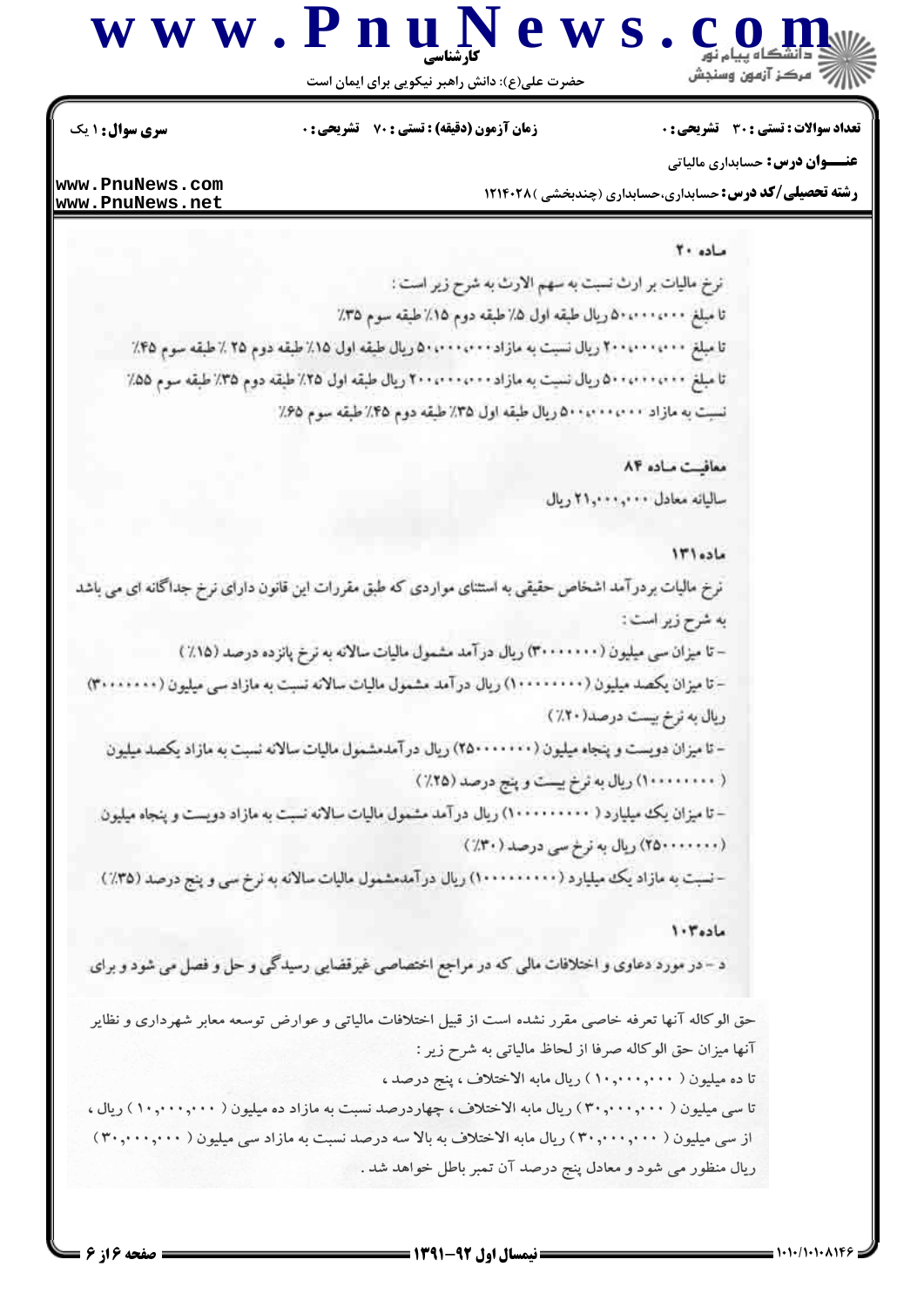تعداد سوالات : تستی : ۳۰ تشریحی : ۰ | زمان آزمون (دقیقه) : تستی : ۷۰ تشریحی : ۰ | سری سوال : ۱ یک

**عنـــوان درس:** حسابداری مالیاتی

**رشته تحصیلی/کد درس:** حسابداری،حسابداری (چندبخشی )۱۲۱۴۰۲۸

**ماده ۲۰**

نرخ مالیات بر ارث نسبت به سهم الارث به شرح زیر است :

تا مبلغ ۵۰،۰۰۰،۰۰۰ ریال طبقه اول ۵٪ طبقه دوم ۱۵٪ طبقه سوم ۳۵٪

تا مبلغ ۲۰۰،۰۰۰،۰۰۰ ریال نسبت به مازاد ۵۰،۰۰۰،۰۰۰ ریال طبقه اول ۱۵٪ طبقه دوم ۲۵ ٪ طبقه سوم ۴۵٪

تا مبلغ ۵۰۰،۰۰۰،۰۰۰ ریال نسبت به مازاد ۲۰۰،۰۰۰،۰۰۰ ریال طبقه اول ۲۵٪ طبقه دوم ۳۵٪ طبقه سوم ۵۵٪

نسبت به مازاد ۵۰۰،۰۰۰،۰۰۰ ریال طبقه اول ۳۵٪ طبقه دوم ۴۵٪ طبقه سوم ۶۵٪

**معافیت ماده ۸۴**

سالیانه معادل ۲۱،۰۰۰،۰۰۰ ریال

**ماده۱۳۱**

نرخ مالیات بردرآمد اشخاص حقیقی به استثنای مواردی که طبق مقررات این قانون دارای نرخ جداگانه ای می باشد به شرح زیر است :

- تا میزان سی میلیون (۳۰۰۰۰۰۰۰) ریال درآمد مشمول مالیات سالانه به نرخ پانزده درصد (۱۵٪)
- تا میزان یکصد میلیون (۱۰۰۰۰۰۰۰۰) ریال درآمد مشمول مالیات سالانه نسبت به مازاد سی میلیون (۳۰۰۰۰۰۰۰) ریال به نرخ بیست درصد(۲۰٪)
- تا میزان دویست و پنجاه میلیون (۲۵۰۰۰۰۰۰۰) ریال درآمدمشمول مالیات سالانه نسبت به مازاد یکصد میلیون (۱۰۰۰۰۰۰۰۰) ریال به نرخ بیست و پنج درصد (۲۵٪)
- تا میزان یک میلیارد (۱۰۰۰۰۰۰۰۰۰) ریال درآمد مشمول مالیات سالانه نسبت به مازاد دویست و پنجاه میلیون (۲۵۰۰۰۰۰۰۰) ریال به نرخ سی درصد (۳۰٪)
- نسبت به مازاد یک میلیارد (۱۰۰۰۰۰۰۰۰۰) ریال درآمدمشمول مالیات سالانه به نرخ سی و پنج درصد (۳۵٪)

**ماده۱۰۳**

د – در مورد دعاوی و اختلافات مالی که در مراجع اختصاصی غیرقضایی رسیدگی و حل و فصل می شود و برای

حق الوکاله آنها تعرفه خاصی مقرر نشده است از قبیل اختلافات مالیاتی و عوارض توسعه معابر شهرداری و نظایر آنها میزان حق الوکاله صرفا از لحاظ مالیاتی به شرح زیر :

تا ده میلیون ( ۱۰،۰۰۰،۰۰۰ ) ریال مابه الاختلاف ، پنج درصد ،

تا سی میلیون ( ۳۰،۰۰۰،۰۰۰ ) ریال مابه الاختلاف ، چهاردرصد نسبت به مازاد ده میلیون ( ۱۰،۰۰۰،۰۰۰ ) ریال ،

از سی میلیون ( ۳۰،۰۰۰،۰۰۰ ) ریال مابه الاختلاف به بالا سه درصد نسبت به مازاد سی میلیون ( ۳۰،۰۰۰،۰۰۰ ) ریال منظور می شود و معادل پنج درصد آن تمبر باطل خواهد شد .